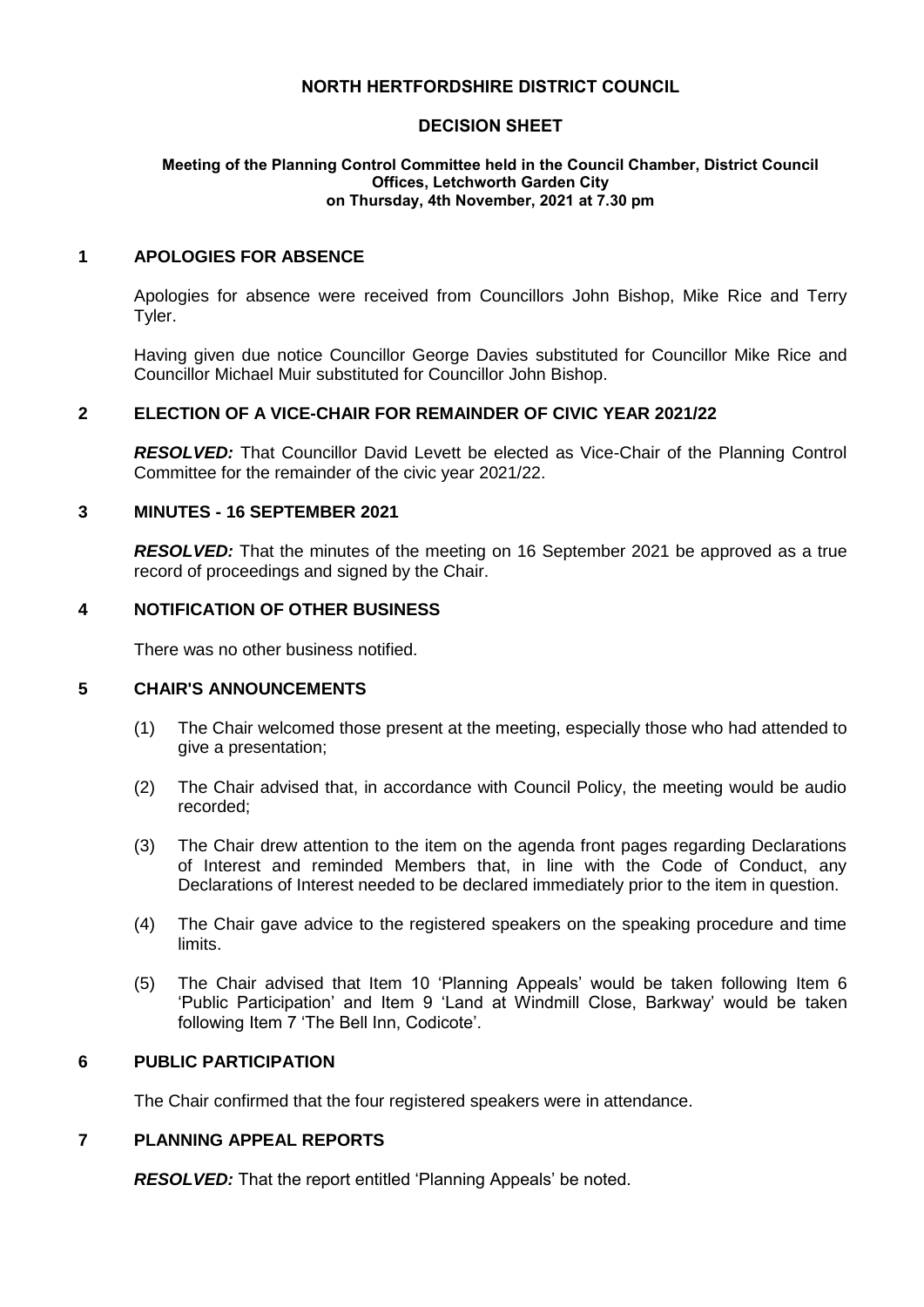# NORTH HERTFORDSHIRE DISTRICT COUNCIL

## DECISION SHEET

**Meeting of the Planning Control Committee held in the Council Chamber, District Council Offices, Letchworth Garden City on Thursday, 4th November, 2021 at 7.30 pm**

### 1 APOLOGIES FOR ABSENCE

Apologies for absence were received from Councillors John Bishop, Mike Rice and Terry Tyler.

Having given due notice Councillor George Davies substituted for Councillor Mike Rice and Councillor Michael Muir substituted for Councillor John Bishop.

### 2 ELECTION OF A VICE-CHAIR FOR REMAINDER OF CIVIC YEAR 2021/22

***RESOLVED:*** That Councillor David Levett be elected as Vice-Chair of the Planning Control Committee for the remainder of the civic year 2021/22.

### 3 MINUTES - 16 SEPTEMBER 2021

***RESOLVED:*** That the minutes of the meeting on 16 September 2021 be approved as a true record of proceedings and signed by the Chair.

### 4 NOTIFICATION OF OTHER BUSINESS

There was no other business notified.

### 5 CHAIR'S ANNOUNCEMENTS

(1) The Chair welcomed those present at the meeting, especially those who had attended to give a presentation;

(2) The Chair advised that, in accordance with Council Policy, the meeting would be audio recorded;

(3) The Chair drew attention to the item on the agenda front pages regarding Declarations of Interest and reminded Members that, in line with the Code of Conduct, any Declarations of Interest needed to be declared immediately prior to the item in question.

(4) The Chair gave advice to the registered speakers on the speaking procedure and time limits.

(5) The Chair advised that Item 10 'Planning Appeals' would be taken following Item 6 'Public Participation' and Item 9 'Land at Windmill Close, Barkway' would be taken following Item 7 'The Bell Inn, Codicote'.

### 6 PUBLIC PARTICIPATION

The Chair confirmed that the four registered speakers were in attendance.

### 7 PLANNING APPEAL REPORTS

***RESOLVED:*** That the report entitled 'Planning Appeals' be noted.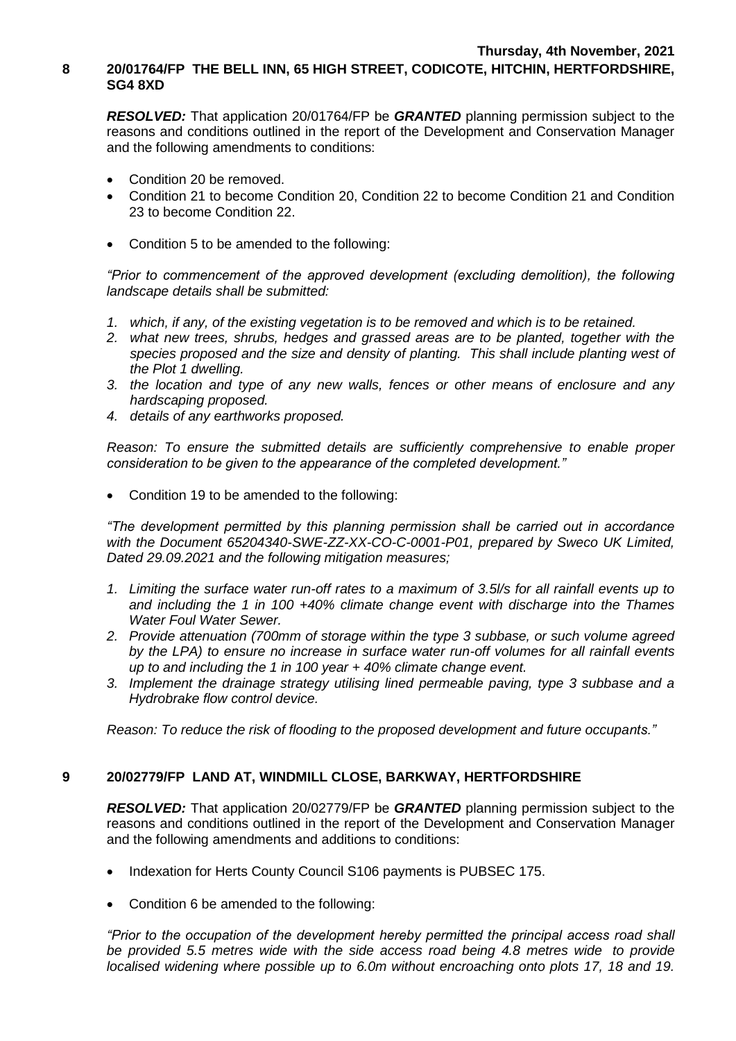**Thursday, 4th November, 2021**

## 8 20/01764/FP THE BELL INN, 65 HIGH STREET, CODICOTE, HITCHIN, HERTFORDSHIRE, SG4 8XD

***RESOLVED:*** That application 20/01764/FP be ***GRANTED*** planning permission subject to the reasons and conditions outlined in the report of the Development and Conservation Manager and the following amendments to conditions:

- Condition 20 be removed.
- Condition 21 to become Condition 20, Condition 22 to become Condition 21 and Condition 23 to become Condition 22.
- Condition 5 to be amended to the following:

*"Prior to commencement of the approved development (excluding demolition), the following landscape details shall be submitted:*

1. *which, if any, of the existing vegetation is to be removed and which is to be retained.*
2. *what new trees, shrubs, hedges and grassed areas are to be planted, together with the species proposed and the size and density of planting. This shall include planting west of the Plot 1 dwelling.*
3. *the location and type of any new walls, fences or other means of enclosure and any hardscaping proposed.*
4. *details of any earthworks proposed.*

*Reason: To ensure the submitted details are sufficiently comprehensive to enable proper consideration to be given to the appearance of the completed development."*

- Condition 19 to be amended to the following:

*"The development permitted by this planning permission shall be carried out in accordance with the Document 65204340-SWE-ZZ-XX-CO-C-0001-P01, prepared by Sweco UK Limited, Dated 29.09.2021 and the following mitigation measures;*

1. *Limiting the surface water run-off rates to a maximum of 3.5l/s for all rainfall events up to and including the 1 in 100 +40% climate change event with discharge into the Thames Water Foul Water Sewer.*
2. *Provide attenuation (700mm of storage within the type 3 subbase, or such volume agreed by the LPA) to ensure no increase in surface water run-off volumes for all rainfall events up to and including the 1 in 100 year + 40% climate change event.*
3. *Implement the drainage strategy utilising lined permeable paving, type 3 subbase and a Hydrobrake flow control device.*

*Reason: To reduce the risk of flooding to the proposed development and future occupants."*

## 9 20/02779/FP LAND AT, WINDMILL CLOSE, BARKWAY, HERTFORDSHIRE

***RESOLVED:*** That application 20/02779/FP be ***GRANTED*** planning permission subject to the reasons and conditions outlined in the report of the Development and Conservation Manager and the following amendments and additions to conditions:

- Indexation for Herts County Council S106 payments is PUBSEC 175.
- Condition 6 be amended to the following:

*"Prior to the occupation of the development hereby permitted the principal access road shall be provided 5.5 metres wide with the side access road being 4.8 metres wide to provide localised widening where possible up to 6.0m without encroaching onto plots 17, 18 and 19.*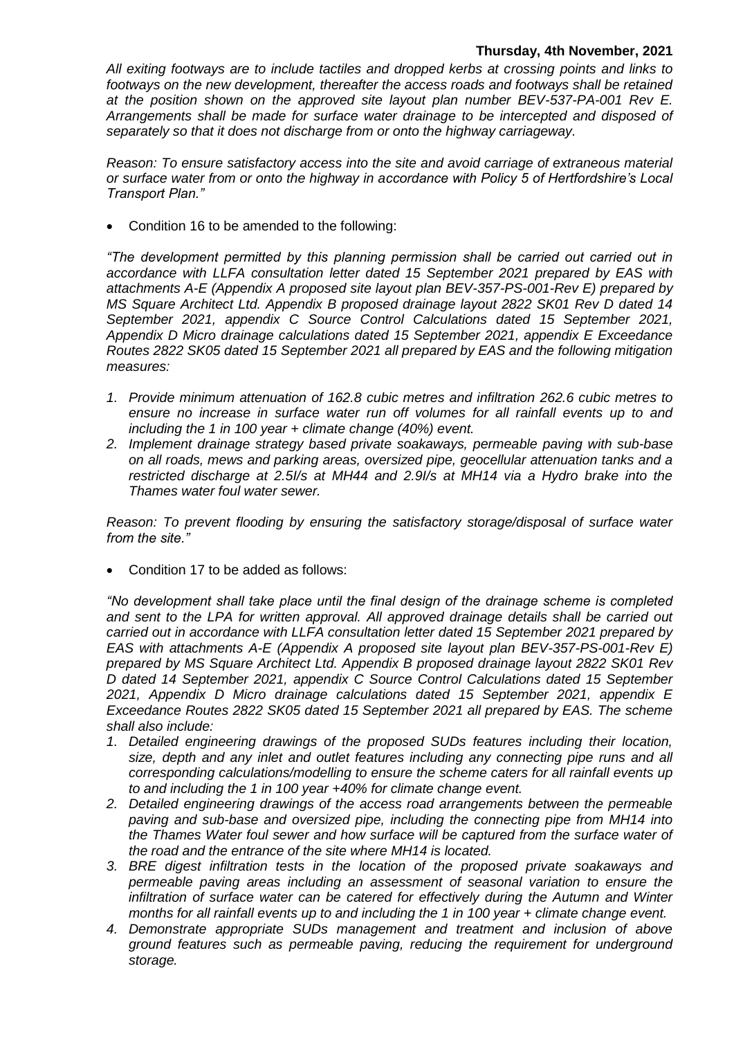*All exiting footways are to include tactiles and dropped kerbs at crossing points and links to footways on the new development, thereafter the access roads and footways shall be retained at the position shown on the approved site layout plan number BEV-537-PA-001 Rev E. Arrangements shall be made for surface water drainage to be intercepted and disposed of separately so that it does not discharge from or onto the highway carriageway.*

*Reason: To ensure satisfactory access into the site and avoid carriage of extraneous material or surface water from or onto the highway in accordance with Policy 5 of Hertfordshire's Local Transport Plan."*

- Condition 16 to be amended to the following:

*"The development permitted by this planning permission shall be carried out carried out in accordance with LLFA consultation letter dated 15 September 2021 prepared by EAS with attachments A-E (Appendix A proposed site layout plan BEV-357-PS-001-Rev E) prepared by MS Square Architect Ltd. Appendix B proposed drainage layout 2822 SK01 Rev D dated 14 September 2021, appendix C Source Control Calculations dated 15 September 2021, Appendix D Micro drainage calculations dated 15 September 2021, appendix E Exceedance Routes 2822 SK05 dated 15 September 2021 all prepared by EAS and the following mitigation measures:*

1. *Provide minimum attenuation of 162.8 cubic metres and infiltration 262.6 cubic metres to ensure no increase in surface water run off volumes for all rainfall events up to and including the 1 in 100 year + climate change (40%) event.*
2. *Implement drainage strategy based private soakaways, permeable paving with sub-base on all roads, mews and parking areas, oversized pipe, geocellular attenuation tanks and a restricted discharge at 2.5l/s at MH44 and 2.9l/s at MH14 via a Hydro brake into the Thames water foul water sewer.*

*Reason: To prevent flooding by ensuring the satisfactory storage/disposal of surface water from the site."*

- Condition 17 to be added as follows:

*"No development shall take place until the final design of the drainage scheme is completed and sent to the LPA for written approval. All approved drainage details shall be carried out carried out in accordance with LLFA consultation letter dated 15 September 2021 prepared by EAS with attachments A-E (Appendix A proposed site layout plan BEV-357-PS-001-Rev E) prepared by MS Square Architect Ltd. Appendix B proposed drainage layout 2822 SK01 Rev D dated 14 September 2021, appendix C Source Control Calculations dated 15 September 2021, Appendix D Micro drainage calculations dated 15 September 2021, appendix E Exceedance Routes 2822 SK05 dated 15 September 2021 all prepared by EAS. The scheme shall also include:*

1. *Detailed engineering drawings of the proposed SUDs features including their location, size, depth and any inlet and outlet features including any connecting pipe runs and all corresponding calculations/modelling to ensure the scheme caters for all rainfall events up to and including the 1 in 100 year +40% for climate change event.*
2. *Detailed engineering drawings of the access road arrangements between the permeable paving and sub-base and oversized pipe, including the connecting pipe from MH14 into the Thames Water foul sewer and how surface will be captured from the surface water of the road and the entrance of the site where MH14 is located.*
3. *BRE digest infiltration tests in the location of the proposed private soakaways and permeable paving areas including an assessment of seasonal variation to ensure the infiltration of surface water can be catered for effectively during the Autumn and Winter months for all rainfall events up to and including the 1 in 100 year + climate change event.*
4. *Demonstrate appropriate SUDs management and treatment and inclusion of above ground features such as permeable paving, reducing the requirement for underground storage.*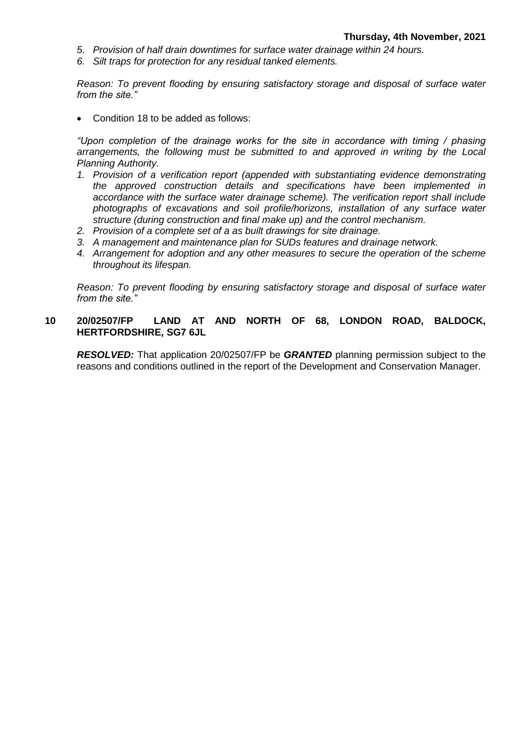*5. Provision of half drain downtimes for surface water drainage within 24 hours.*
*6. Silt traps for protection for any residual tanked elements.*

*Reason: To prevent flooding by ensuring satisfactory storage and disposal of surface water from the site."*

- Condition 18 to be added as follows:

*"Upon completion of the drainage works for the site in accordance with timing / phasing arrangements, the following must be submitted to and approved in writing by the Local Planning Authority.*

*1. Provision of a verification report (appended with substantiating evidence demonstrating the approved construction details and specifications have been implemented in accordance with the surface water drainage scheme). The verification report shall include photographs of excavations and soil profile/horizons, installation of any surface water structure (during construction and final make up) and the control mechanism.*
*2. Provision of a complete set of a as built drawings for site drainage.*
*3. A management and maintenance plan for SUDs features and drainage network.*
*4. Arrangement for adoption and any other measures to secure the operation of the scheme throughout its lifespan.*

*Reason: To prevent flooding by ensuring satisfactory storage and disposal of surface water from the site."*

**10 20/02507/FP LAND AT AND NORTH OF 68, LONDON ROAD, BALDOCK, HERTFORDSHIRE, SG7 6JL**

***RESOLVED:*** That application 20/02507/FP be ***GRANTED*** planning permission subject to the reasons and conditions outlined in the report of the Development and Conservation Manager.